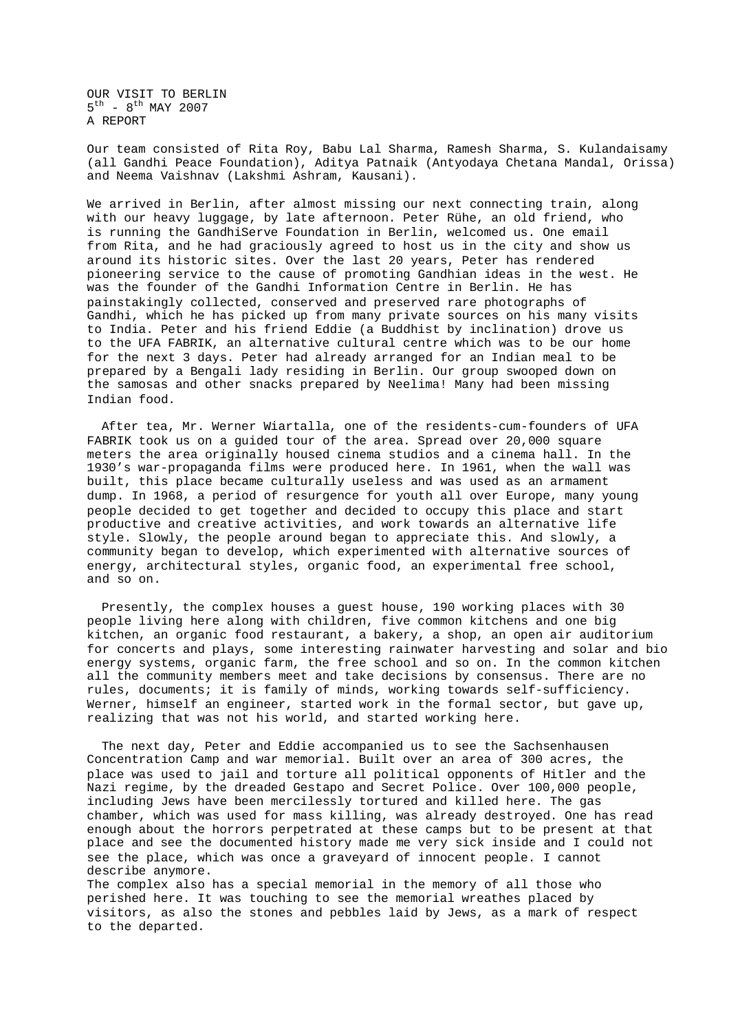OUR VISIT TO BERLIN
5th - 8th MAY 2007
A REPORT

Our team consisted of Rita Roy, Babu Lal Sharma, Ramesh Sharma, S. Kulandaisamy (all Gandhi Peace Foundation), Aditya Patnaik (Antyodaya Chetana Mandal, Orissa) and Neema Vaishnav (Lakshmi Ashram, Kausani).

We arrived in Berlin, after almost missing our next connecting train, along with our heavy luggage, by late afternoon. Peter Rühe, an old friend, who is running the GandhiServe Foundation in Berlin, welcomed us. One email from Rita, and he had graciously agreed to host us in the city and show us around its historic sites. Over the last 20 years, Peter has rendered pioneering service to the cause of promoting Gandhian ideas in the west. He was the founder of the Gandhi Information Centre in Berlin. He has painstakingly collected, conserved and preserved rare photographs of Gandhi, which he has picked up from many private sources on his many visits to India. Peter and his friend Eddie (a Buddhist by inclination) drove us to the UFA FABRIK, an alternative cultural centre which was to be our home for the next 3 days. Peter had already arranged for an Indian meal to be prepared by a Bengali lady residing in Berlin. Our group swooped down on the samosas and other snacks prepared by Neelima! Many had been missing Indian food.

After tea, Mr. Werner Wiartalla, one of the residents-cum-founders of UFA FABRIK took us on a guided tour of the area. Spread over 20,000 square meters the area originally housed cinema studios and a cinema hall. In the 1930's war-propaganda films were produced here. In 1961, when the wall was built, this place became culturally useless and was used as an armament dump. In 1968, a period of resurgence for youth all over Europe, many young people decided to get together and decided to occupy this place and start productive and creative activities, and work towards an alternative life style. Slowly, the people around began to appreciate this. And slowly, a community began to develop, which experimented with alternative sources of energy, architectural styles, organic food, an experimental free school, and so on.

Presently, the complex houses a guest house, 190 working places with 30 people living here along with children, five common kitchens and one big kitchen, an organic food restaurant, a bakery, a shop, an open air auditorium for concerts and plays, some interesting rainwater harvesting and solar and bio energy systems, organic farm, the free school and so on. In the common kitchen all the community members meet and take decisions by consensus. There are no rules, documents; it is family of minds, working towards self-sufficiency. Werner, himself an engineer, started work in the formal sector, but gave up, realizing that was not his world, and started working here.

The next day, Peter and Eddie accompanied us to see the Sachsenhausen Concentration Camp and war memorial. Built over an area of 300 acres, the place was used to jail and torture all political opponents of Hitler and the Nazi regime, by the dreaded Gestapo and Secret Police. Over 100,000 people, including Jews have been mercilessly tortured and killed here. The gas chamber, which was used for mass killing, was already destroyed. One has read enough about the horrors perpetrated at these camps but to be present at that place and see the documented history made me very sick inside and I could not see the place, which was once a graveyard of innocent people. I cannot describe anymore.
The complex also has a special memorial in the memory of all those who perished here. It was touching to see the memorial wreathes placed by visitors, as also the stones and pebbles laid by Jews, as a mark of respect to the departed.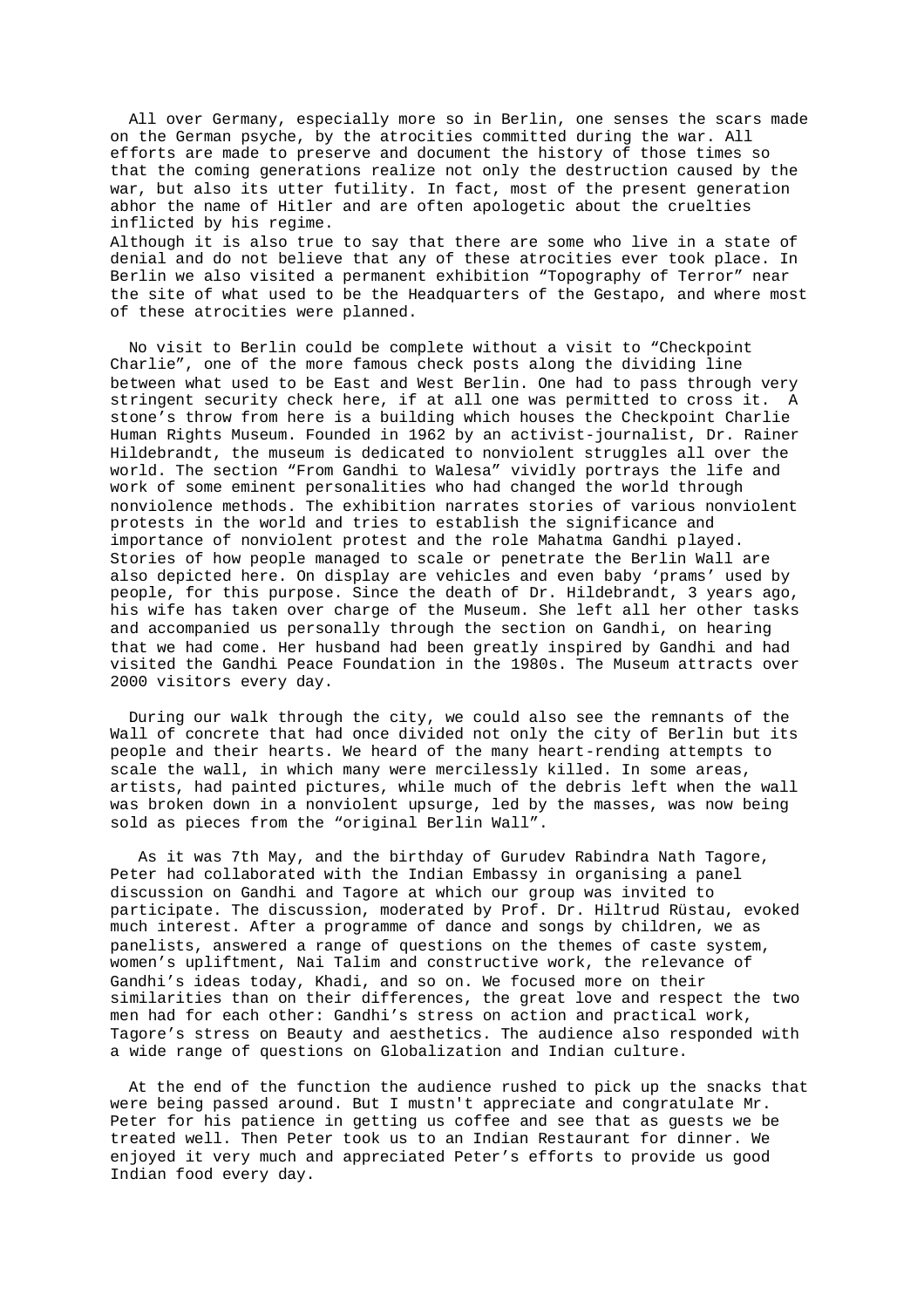All over Germany, especially more so in Berlin, one senses the scars made on the German psyche, by the atrocities committed during the war. All efforts are made to preserve and document the history of those times so that the coming generations realize not only the destruction caused by the war, but also its utter futility. In fact, most of the present generation abhor the name of Hitler and are often apologetic about the cruelties inflicted by his regime.
Although it is also true to say that there are some who live in a state of denial and do not believe that any of these atrocities ever took place. In Berlin we also visited a permanent exhibition "Topography of Terror" near the site of what used to be the Headquarters of the Gestapo, and where most of these atrocities were planned.

No visit to Berlin could be complete without a visit to "Checkpoint Charlie", one of the more famous check posts along the dividing line between what used to be East and West Berlin. One had to pass through very stringent security check here, if at all one was permitted to cross it. A stone's throw from here is a building which houses the Checkpoint Charlie Human Rights Museum. Founded in 1962 by an activist-journalist, Dr. Rainer Hildebrandt, the museum is dedicated to nonviolent struggles all over the world. The section "From Gandhi to Walesa" vividly portrays the life and work of some eminent personalities who had changed the world through nonviolence methods. The exhibition narrates stories of various nonviolent protests in the world and tries to establish the significance and importance of nonviolent protest and the role Mahatma Gandhi played. Stories of how people managed to scale or penetrate the Berlin Wall are also depicted here. On display are vehicles and even baby 'prams' used by people, for this purpose. Since the death of Dr. Hildebrandt, 3 years ago, his wife has taken over charge of the Museum. She left all her other tasks and accompanied us personally through the section on Gandhi, on hearing that we had come. Her husband had been greatly inspired by Gandhi and had visited the Gandhi Peace Foundation in the 1980s. The Museum attracts over 2000 visitors every day.

During our walk through the city, we could also see the remnants of the Wall of concrete that had once divided not only the city of Berlin but its people and their hearts. We heard of the many heart-rending attempts to scale the wall, in which many were mercilessly killed. In some areas, artists, had painted pictures, while much of the debris left when the wall was broken down in a nonviolent upsurge, led by the masses, was now being sold as pieces from the "original Berlin Wall".

As it was 7th May, and the birthday of Gurudev Rabindra Nath Tagore, Peter had collaborated with the Indian Embassy in organising a panel discussion on Gandhi and Tagore at which our group was invited to participate. The discussion, moderated by Prof. Dr. Hiltrud Rüstau, evoked much interest. After a programme of dance and songs by children, we as panelists, answered a range of questions on the themes of caste system, women's upliftment, Nai Talim and constructive work, the relevance of Gandhi's ideas today, Khadi, and so on. We focused more on their similarities than on their differences, the great love and respect the two men had for each other: Gandhi's stress on action and practical work, Tagore's stress on Beauty and aesthetics. The audience also responded with a wide range of questions on Globalization and Indian culture.

At the end of the function the audience rushed to pick up the snacks that were being passed around. But I mustn't appreciate and congratulate Mr. Peter for his patience in getting us coffee and see that as guests we be treated well. Then Peter took us to an Indian Restaurant for dinner. We enjoyed it very much and appreciated Peter's efforts to provide us good Indian food every day.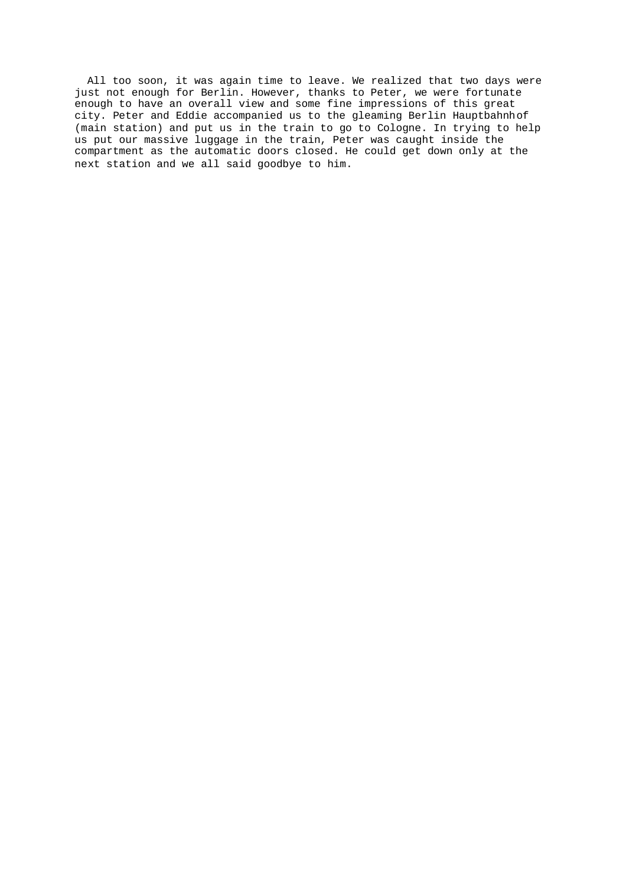All too soon, it was again time to leave. We realized that two days were just not enough for Berlin. However, thanks to Peter, we were fortunate enough to have an overall view and some fine impressions of this great city. Peter and Eddie accompanied us to the gleaming Berlin Hauptbahnhof (main station) and put us in the train to go to Cologne. In trying to help us put our massive luggage in the train, Peter was caught inside the compartment as the automatic doors closed. He could get down only at the next station and we all said goodbye to him.